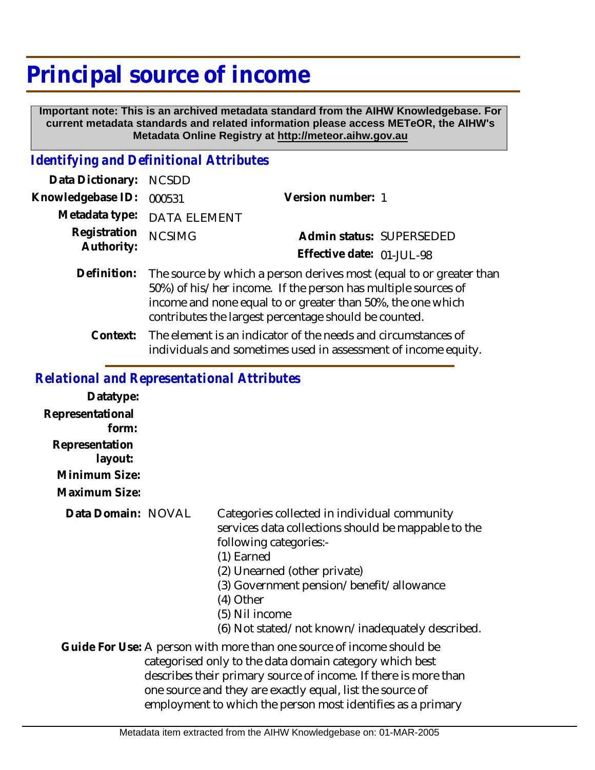# Principal source of income

**Important note: This is an archived metadata standard from the AIHW Knowledgebase. For current metadata standards and related information please access METeOR, the AIHW's Metadata Online Registry at http://meteor.aihw.gov.au**

## *Identifying and Definitional Attributes*

**Data Dictionary:** NCSDD

**Knowledgebase ID:** 000531 **Version number:** 1

**Metadata type:** DATA ELEMENT

**Registration Authority:** NCSIMG **Admin status:** SUPERSEDED

**Effective date:** 01-JUL-98

**Definition:** The source by which a person derives most (equal to or greater than 50%) of his/her income. If the person has multiple sources of income and none equal to or greater than 50%, the one which contributes the largest percentage should be counted.

**Context:** The element is an indicator of the needs and circumstances of individuals and sometimes used in assessment of income equity.

## *Relational and Representational Attributes*

**Datatype:**

**Representational form:**

**Representation layout:**

**Minimum Size:**

**Maximum Size:**

**Data Domain:** NOVAL

Categories collected in individual community services data collections should be mappable to the following categories:-

(1) Earned
(2) Unearned (other private)
(3) Government pension/benefit/allowance
(4) Other
(5) Nil income
(6) Not stated/not known/inadequately described.

**Guide For Use:** A person with more than one source of income should be categorised only to the data domain category which best describes their primary source of income. If there is more than one source and they are exactly equal, list the source of employment to which the person most identifies as a primary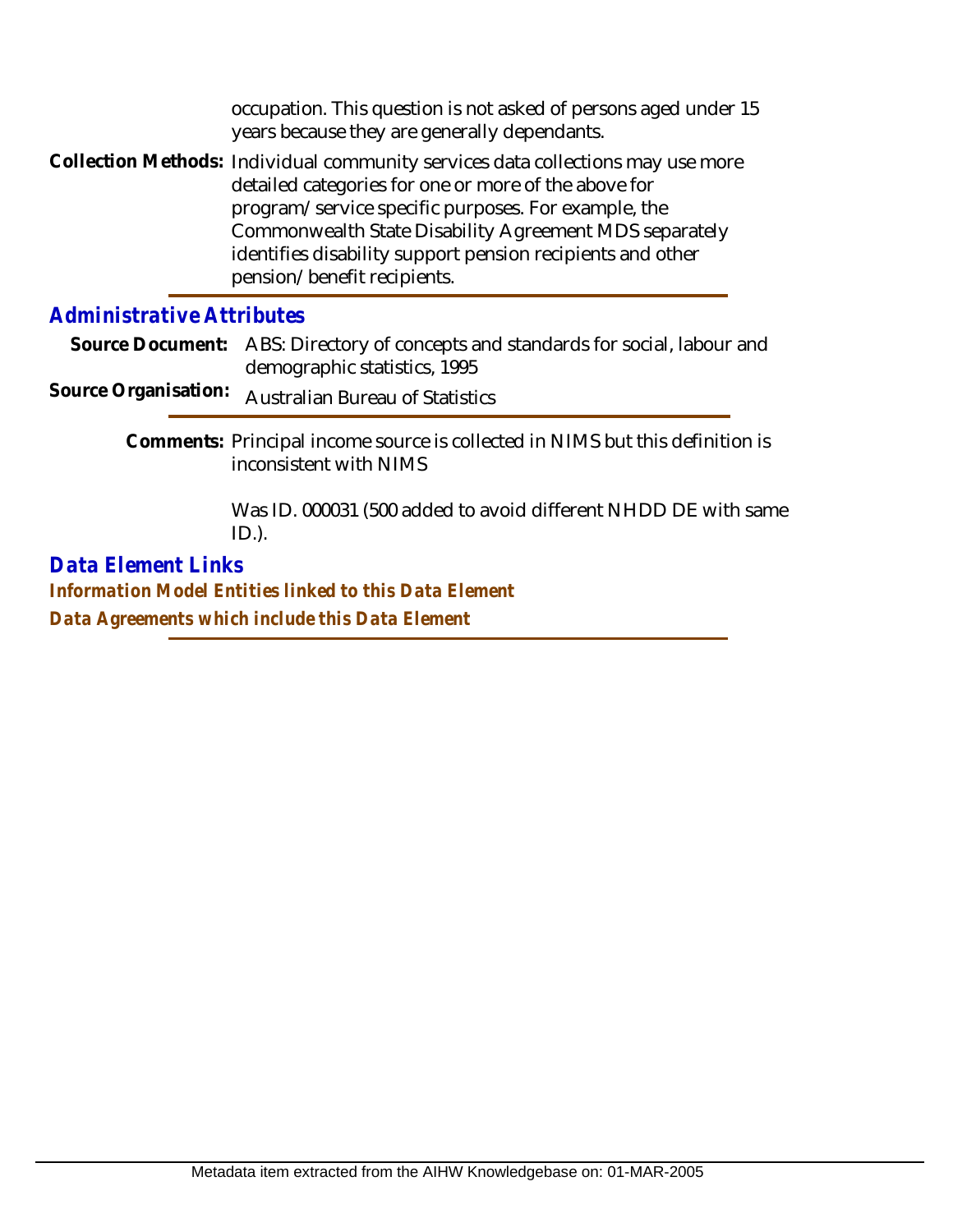occupation. This question is not asked of persons aged under 15 years because they are generally dependants.

**Collection Methods:** Individual community services data collections may use more detailed categories for one or more of the above for program/service specific purposes. For example, the Commonwealth State Disability Agreement MDS separately identifies disability support pension recipients and other pension/benefit recipients.

## Administrative Attributes

**Source Document:** ABS: Directory of concepts and standards for social, labour and demographic statistics, 1995

**Source Organisation:** Australian Bureau of Statistics

**Comments:** Principal income source is collected in NIMS but this definition is inconsistent with NIMS

Was ID. 000031 (500 added to avoid different NHDD DE with same ID.).

## Data Element Links

### Information Model Entities linked to this Data Element

### Data Agreements which include this Data Element

Metadata item extracted from the AIHW Knowledgebase on: 01-MAR-2005